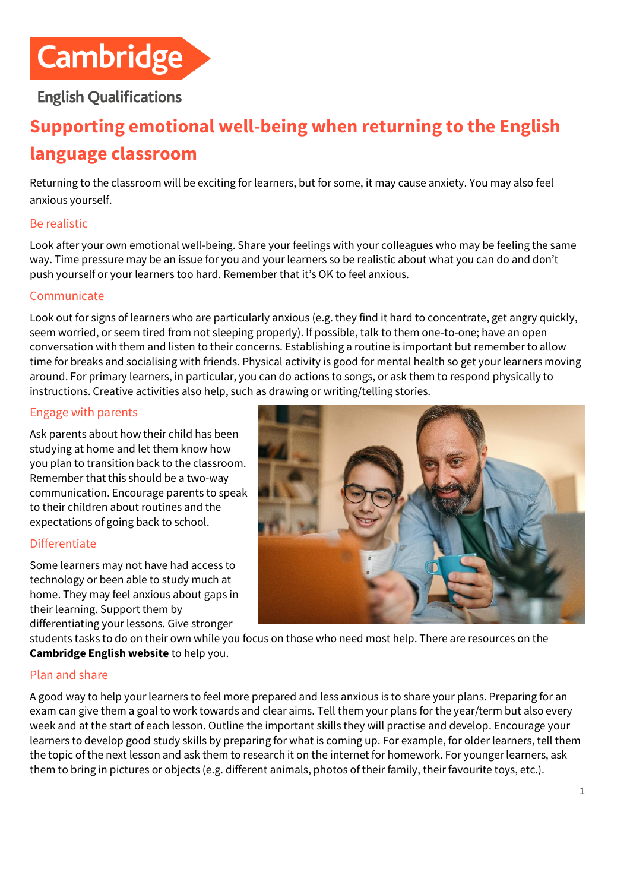Cambridge

English Qualifications

# Supporting emotional well-being when returning to the English language classroom

Returning to the classroom will be exciting for learners, but for some, it may cause anxiety. You may also feel anxious yourself.

## Be realistic

Look after your own emotional well-being. Share your feelings with your colleagues who may be feeling the same way. Time pressure may be an issue for you and your learners so be realistic about what you can do and don't push yourself or your learners too hard. Remember that it's OK to feel anxious.

## Communicate

Look out for signs of learners who are particularly anxious (e.g. they find it hard to concentrate, get angry quickly, seem worried, or seem tired from not sleeping properly). If possible, talk to them one-to-one; have an open conversation with them and listen to their concerns. Establishing a routine is important but remember to allow time for breaks and socialising with friends. Physical activity is good for mental health so get your learners moving around. For primary learners, in particular, you can do actions to songs, or ask them to respond physically to instructions. Creative activities also help, such as drawing or writing/telling stories.

## Engage with parents

Ask parents about how their child has been studying at home and let them know how you plan to transition back to the classroom. Remember that this should be a two-way communication. Encourage parents to speak to their children about routines and the expectations of going back to school.

## Differentiate

Some learners may not have had access to technology or been able to study much at home. They may feel anxious about gaps in their learning. Support them by differentiating your lessons. Give stronger students tasks to do on their own while you focus on those who need most help. There are resources on the **Cambridge English website** to help you.

## Plan and share

A good way to help your learners to feel more prepared and less anxious is to share your plans. Preparing for an exam can give them a goal to work towards and clear aims. Tell them your plans for the year/term but also every week and at the start of each lesson. Outline the important skills they will practise and develop. Encourage your learners to develop good study skills by preparing for what is coming up. For example, for older learners, tell them the topic of the next lesson and ask them to research it on the internet for homework. For younger learners, ask them to bring in pictures or objects (e.g. different animals, photos of their family, their favourite toys, etc.).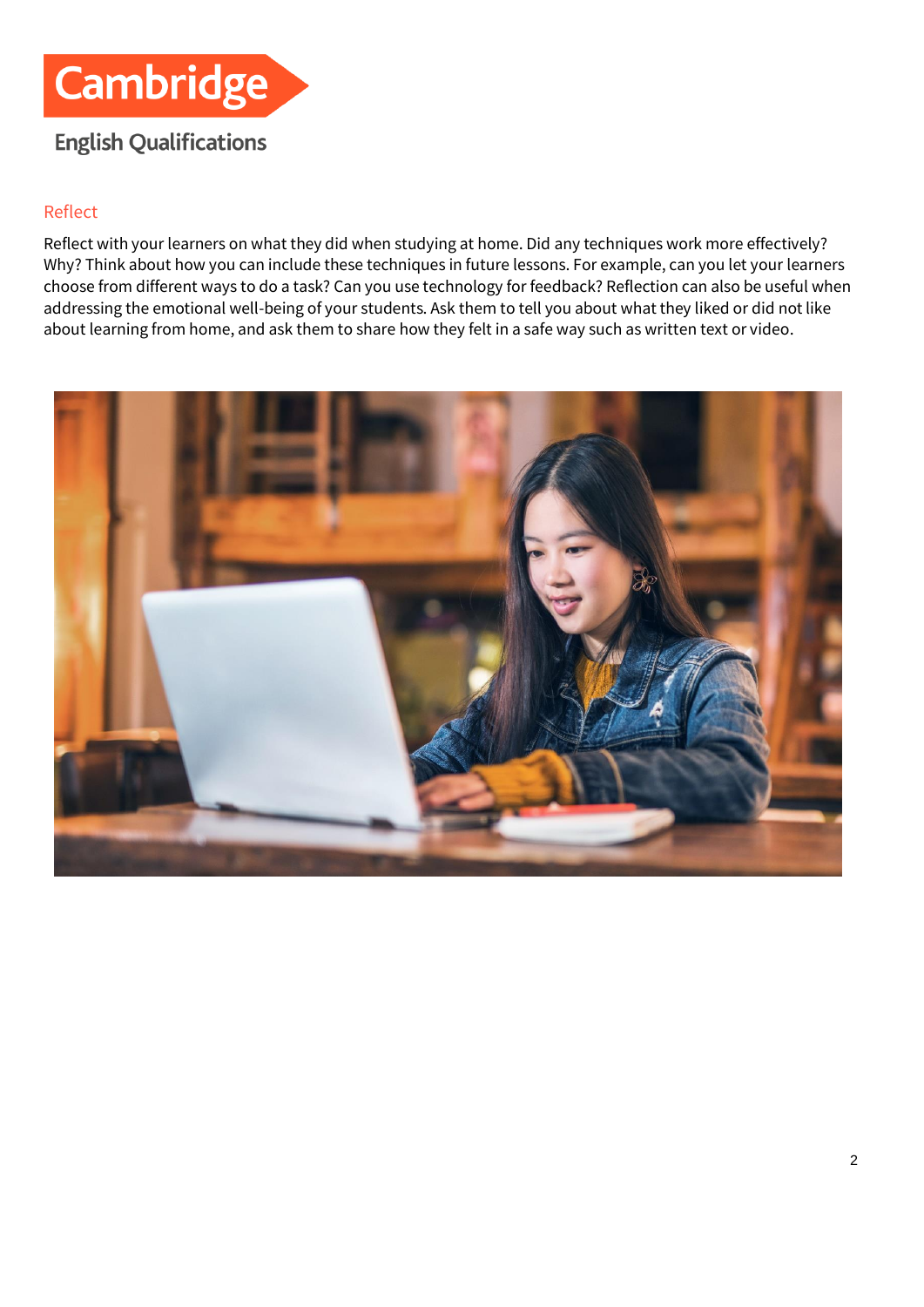## Reflect

Reflect with your learners on what they did when studying at home. Did any techniques work more effectively? Why? Think about how you can include these techniques in future lessons. For example, can you let your learners choose from different ways to do a task? Can you use technology for feedback? Reflection can also be useful when addressing the emotional well-being of your students. Ask them to tell you about what they liked or did not like about learning from home, and ask them to share how they felt in a safe way such as written text or video.